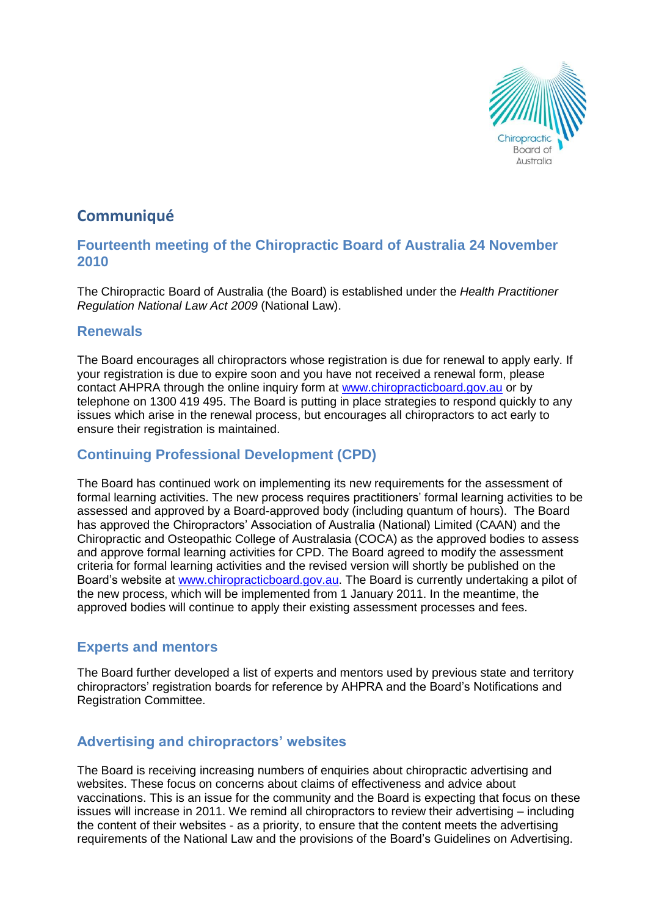# Communiqué

## Fourteenth meeting of the Chiropractic Board of Australia 24 November 2010

The Chiropractic Board of Australia (the Board) is established under the *Health Practitioner Regulation National Law Act 2009* (National Law).

### Renewals

The Board encourages all chiropractors whose registration is due for renewal to apply early. If your registration is due to expire soon and you have not received a renewal form, please contact AHPRA through the online inquiry form at [www.chiropracticboard.gov.au](www.chiropracticboard.gov.au) or by telephone on 1300 419 495. The Board is putting in place strategies to respond quickly to any issues which arise in the renewal process, but encourages all chiropractors to act early to ensure their registration is maintained.

### Continuing Professional Development (CPD)

The Board has continued work on implementing its new requirements for the assessment of formal learning activities. The new process requires practitioners' formal learning activities to be assessed and approved by a Board-approved body (including quantum of hours). The Board has approved the Chiropractors' Association of Australia (National) Limited (CAAN) and the Chiropractic and Osteopathic College of Australasia (COCA) as the approved bodies to assess and approve formal learning activities for CPD. The Board agreed to modify the assessment criteria for formal learning activities and the revised version will shortly be published on the Board's website at [www.chiropracticboard.gov.au](www.chiropracticboard.gov.au). The Board is currently undertaking a pilot of the new process, which will be implemented from 1 January 2011. In the meantime, the approved bodies will continue to apply their existing assessment processes and fees.

### Experts and mentors

The Board further developed a list of experts and mentors used by previous state and territory chiropractors' registration boards for reference by AHPRA and the Board's Notifications and Registration Committee.

### Advertising and chiropractors' websites

The Board is receiving increasing numbers of enquiries about chiropractic advertising and websites. These focus on concerns about claims of effectiveness and advice about vaccinations. This is an issue for the community and the Board is expecting that focus on these issues will increase in 2011. We remind all chiropractors to review their advertising – including the content of their websites - as a priority, to ensure that the content meets the advertising requirements of the National Law and the provisions of the Board's Guidelines on Advertising.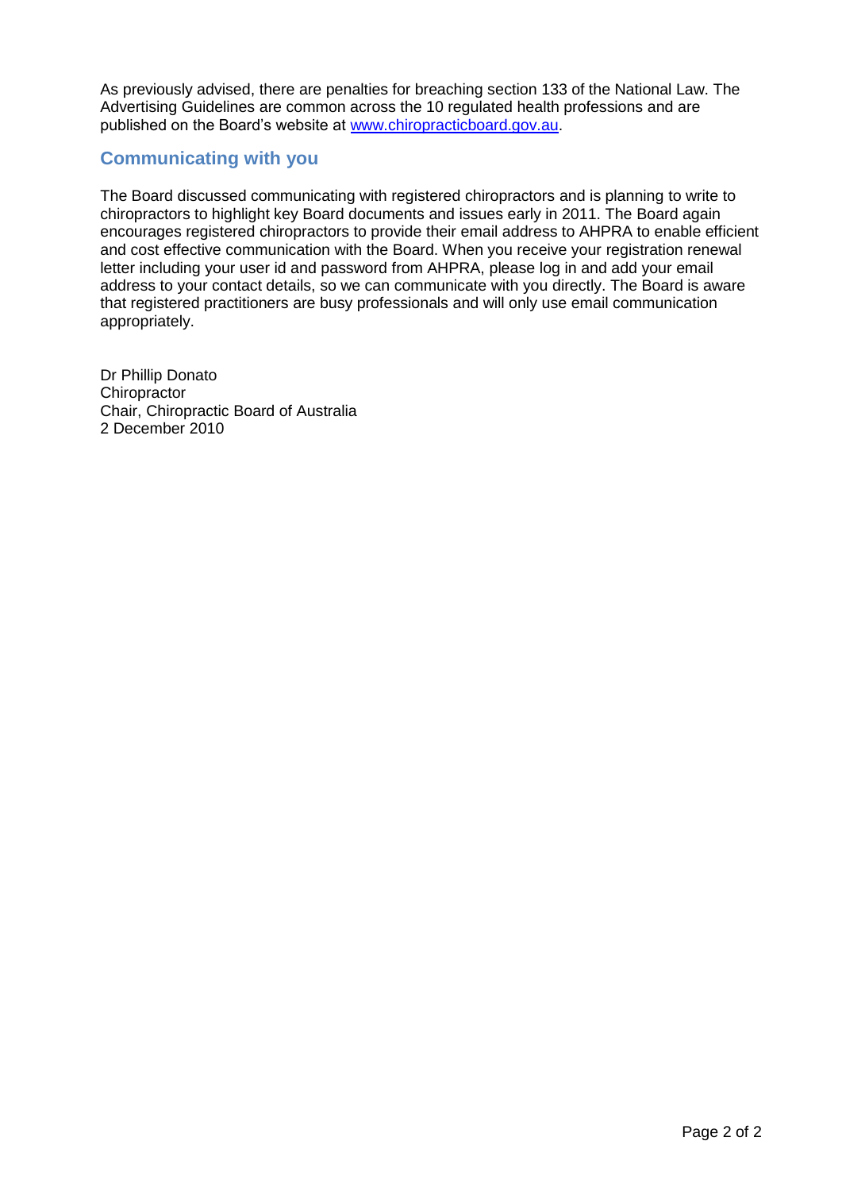As previously advised, there are penalties for breaching section 133 of the National Law. The Advertising Guidelines are common across the 10 regulated health professions and are published on the Board's website at [www.chiropracticboard.gov.au](http://www.chiropracticboard.gov.au).

## Communicating with you

The Board discussed communicating with registered chiropractors and is planning to write to chiropractors to highlight key Board documents and issues early in 2011. The Board again encourages registered chiropractors to provide their email address to AHPRA to enable efficient and cost effective communication with the Board. When you receive your registration renewal letter including your user id and password from AHPRA, please log in and add your email address to your contact details, so we can communicate with you directly. The Board is aware that registered practitioners are busy professionals and will only use email communication appropriately.

Dr Phillip Donato
Chiropractor
Chair, Chiropractic Board of Australia
2 December 2010